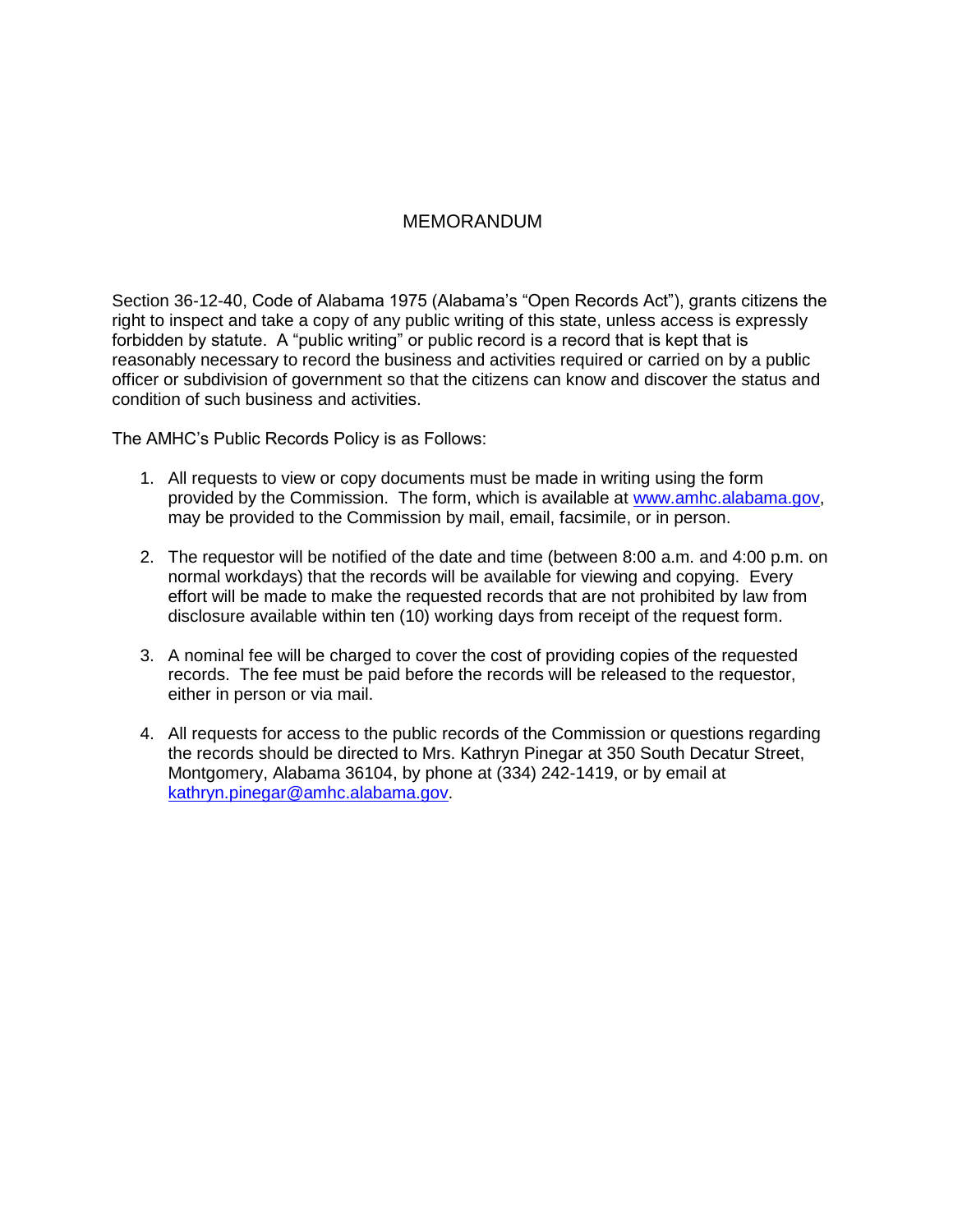# MEMORANDUM

Section 36-12-40, Code of Alabama 1975 (Alabama's "Open Records Act"), grants citizens the right to inspect and take a copy of any public writing of this state, unless access is expressly forbidden by statute. A "public writing" or public record is a record that is kept that is reasonably necessary to record the business and activities required or carried on by a public officer or subdivision of government so that the citizens can know and discover the status and condition of such business and activities.

The AMHC's Public Records Policy is as Follows:

1. All requests to view or copy documents must be made in writing using the form provided by the Commission. The form, which is available at www.amhc.alabama.gov, may be provided to the Commission by mail, email, facsimile, or in person.

2. The requestor will be notified of the date and time (between 8:00 a.m. and 4:00 p.m. on normal workdays) that the records will be available for viewing and copying. Every effort will be made to make the requested records that are not prohibited by law from disclosure available within ten (10) working days from receipt of the request form.

3. A nominal fee will be charged to cover the cost of providing copies of the requested records. The fee must be paid before the records will be released to the requestor, either in person or via mail.

4. All requests for access to the public records of the Commission or questions regarding the records should be directed to Mrs. Kathryn Pinegar at 350 South Decatur Street, Montgomery, Alabama 36104, by phone at (334) 242-1419, or by email at kathryn.pinegar@amhc.alabama.gov.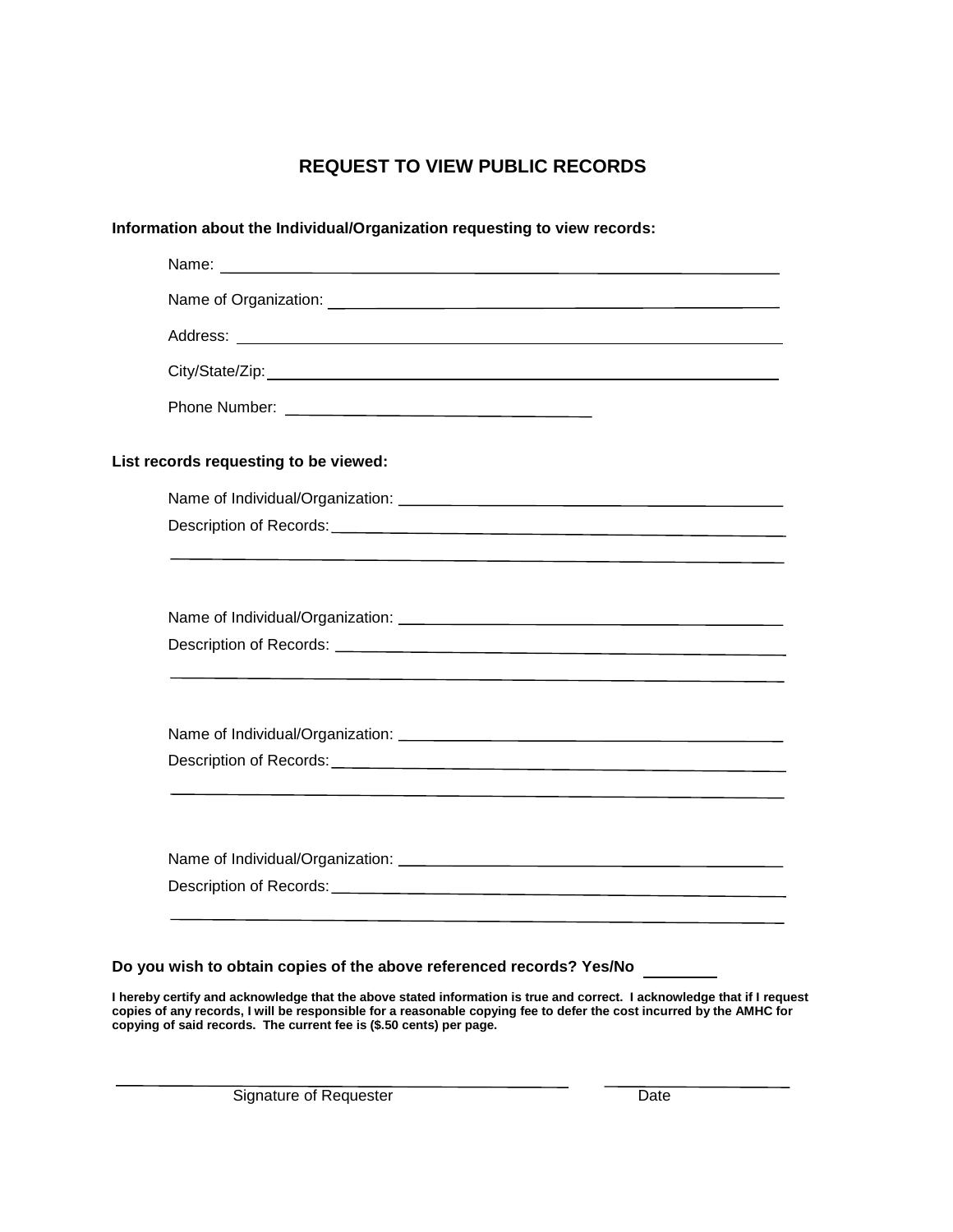# REQUEST TO VIEW PUBLIC RECORDS

**Information about the Individual/Organization requesting to view records:**

Name: ______________________________________________

Name of Organization: ______________________________________________

Address: ______________________________________________

City/State/Zip: ______________________________________________

Phone Number: ______________________________

**List records requesting to be viewed:**

Name of Individual/Organization: ______________________________________________

Description of Records: ______________________________________________

______________________________________________

Name of Individual/Organization: ______________________________________________

Description of Records: ______________________________________________

______________________________________________

Name of Individual/Organization: ______________________________________________

Description of Records: ______________________________________________

______________________________________________

Name of Individual/Organization: ______________________________________________

Description of Records: ______________________________________________

______________________________________________

**Do you wish to obtain copies of the above referenced records? Yes/No** ________

**I hereby certify and acknowledge that the above stated information is true and correct. I acknowledge that if I request copies of any records, I will be responsible for a reasonable copying fee to defer the cost incurred by the AMHC for copying of said records. The current fee is ($.50 cents) per page.**

______________________________________________ ____________________

Signature of Requester Date